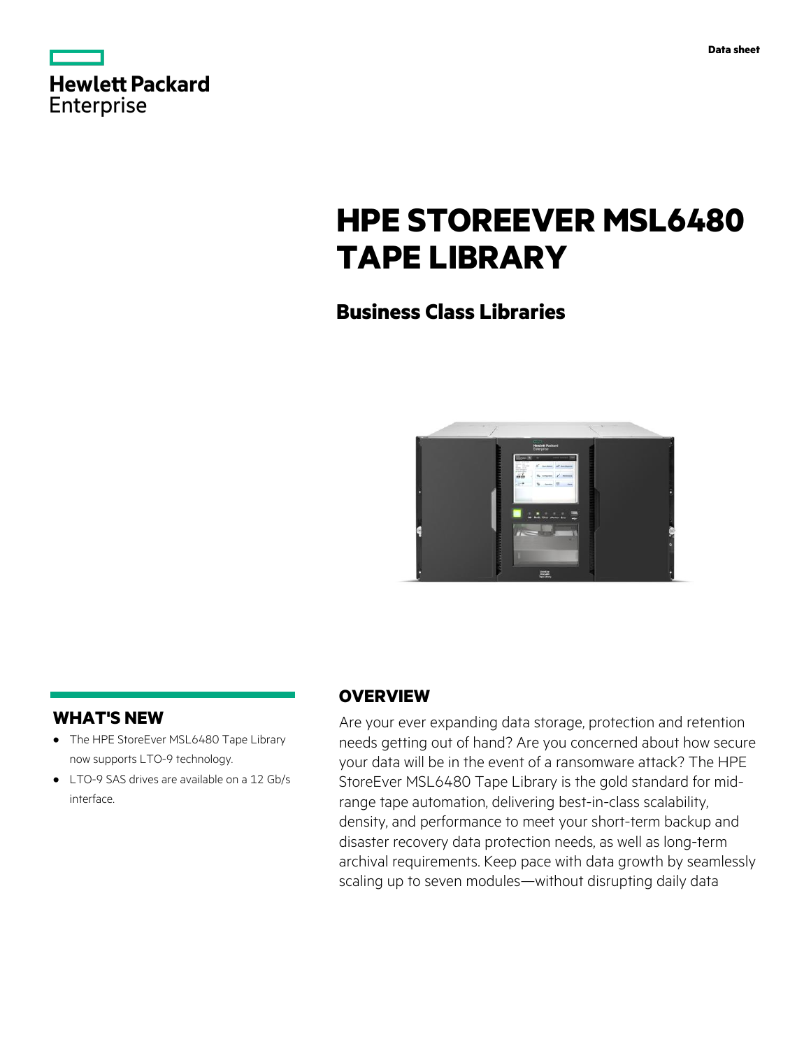Data sheet

# HPE STOREEVER MSL6480 TAPE LIBRARY

## Business Class Libraries

## WHAT'S NEW

- The HPE StoreEver MSL6480 Tape Library now supports LTO-9 technology.
- LTO-9 SAS drives are available on a 12 Gb/s interface.

## OVERVIEW

Are your ever expanding data storage, protection and retention needs getting out of hand? Are you concerned about how secure your data will be in the event of a ransomware attack? The HPE StoreEver MSL6480 Tape Library is the gold standard for mid-range tape automation, delivering best-in-class scalability, density, and performance to meet your short-term backup and disaster recovery data protection needs, as well as long-term archival requirements. Keep pace with data growth by seamlessly scaling up to seven modules—without disrupting daily data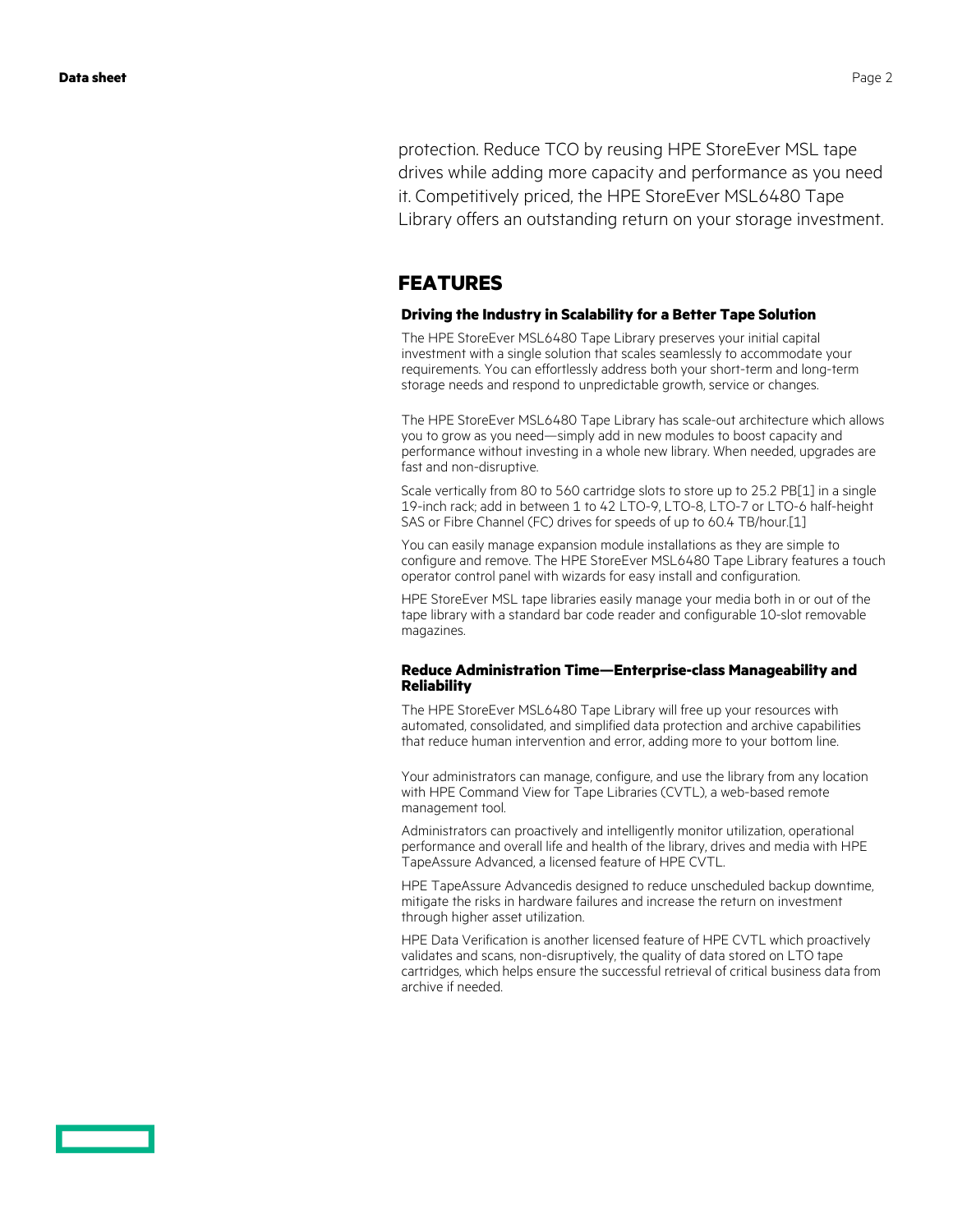protection. Reduce TCO by reusing HPE StoreEver MSL tape drives while adding more capacity and performance as you need it. Competitively priced, the HPE StoreEver MSL6480 Tape Library offers an outstanding return on your storage investment.

## FEATURES

### Driving the Industry in Scalability for a Better Tape Solution

The HPE StoreEver MSL6480 Tape Library preserves your initial capital investment with a single solution that scales seamlessly to accommodate your requirements. You can effortlessly address both your short-term and long-term storage needs and respond to unpredictable growth, service or changes.

The HPE StoreEver MSL6480 Tape Library has scale-out architecture which allows you to grow as you need—simply add in new modules to boost capacity and performance without investing in a whole new library. When needed, upgrades are fast and non-disruptive.

Scale vertically from 80 to 560 cartridge slots to store up to 25.2 PB[1] in a single 19-inch rack; add in between 1 to 42 LTO-9, LTO-8, LTO-7 or LTO-6 half-height SAS or Fibre Channel (FC) drives for speeds of up to 60.4 TB/hour.[1]

You can easily manage expansion module installations as they are simple to configure and remove. The HPE StoreEver MSL6480 Tape Library features a touch operator control panel with wizards for easy install and configuration.

HPE StoreEver MSL tape libraries easily manage your media both in or out of the tape library with a standard bar code reader and configurable 10-slot removable magazines.

### Reduce Administration Time—Enterprise-class Manageability and Reliability

The HPE StoreEver MSL6480 Tape Library will free up your resources with automated, consolidated, and simplified data protection and archive capabilities that reduce human intervention and error, adding more to your bottom line.

Your administrators can manage, configure, and use the library from any location with HPE Command View for Tape Libraries (CVTL), a web-based remote management tool.

Administrators can proactively and intelligently monitor utilization, operational performance and overall life and health of the library, drives and media with HPE TapeAssure Advanced, a licensed feature of HPE CVTL.

HPE TapeAssure Advancedis designed to reduce unscheduled backup downtime, mitigate the risks in hardware failures and increase the return on investment through higher asset utilization.

HPE Data Verification is another licensed feature of HPE CVTL which proactively validates and scans, non-disruptively, the quality of data stored on LTO tape cartridges, which helps ensure the successful retrieval of critical business data from archive if needed.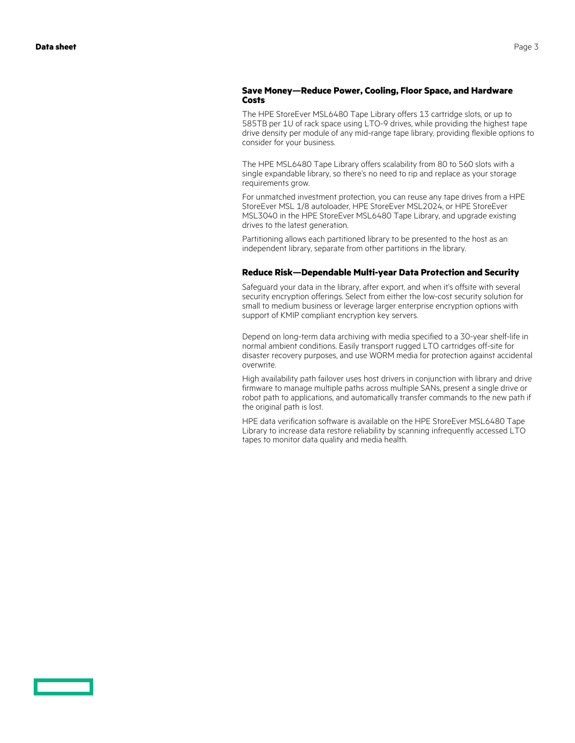### Save Money—Reduce Power, Cooling, Floor Space, and Hardware Costs

The HPE StoreEver MSL6480 Tape Library offers 13 cartridge slots, or up to 585TB per 1U of rack space using LTO-9 drives, while providing the highest tape drive density per module of any mid-range tape library, providing flexible options to consider for your business.

The HPE MSL6480 Tape Library offers scalability from 80 to 560 slots with a single expandable library, so there's no need to rip and replace as your storage requirements grow.

For unmatched investment protection, you can reuse any tape drives from a HPE StoreEver MSL 1/8 autoloader, HPE StoreEver MSL2024, or HPE StoreEver MSL3040 in the HPE StoreEver MSL6480 Tape Library, and upgrade existing drives to the latest generation.

Partitioning allows each partitioned library to be presented to the host as an independent library, separate from other partitions in the library.

### Reduce Risk—Dependable Multi-year Data Protection and Security

Safeguard your data in the library, after export, and when it's offsite with several security encryption offerings. Select from either the low-cost security solution for small to medium business or leverage larger enterprise encryption options with support of KMIP compliant encryption key servers.

Depend on long-term data archiving with media specified to a 30-year shelf-life in normal ambient conditions. Easily transport rugged LTO cartridges off-site for disaster recovery purposes, and use WORM media for protection against accidental overwrite.

High availability path failover uses host drivers in conjunction with library and drive firmware to manage multiple paths across multiple SANs, present a single drive or robot path to applications, and automatically transfer commands to the new path if the original path is lost.

HPE data verification software is available on the HPE StoreEver MSL6480 Tape Library to increase data restore reliability by scanning infrequently accessed LTO tapes to monitor data quality and media health.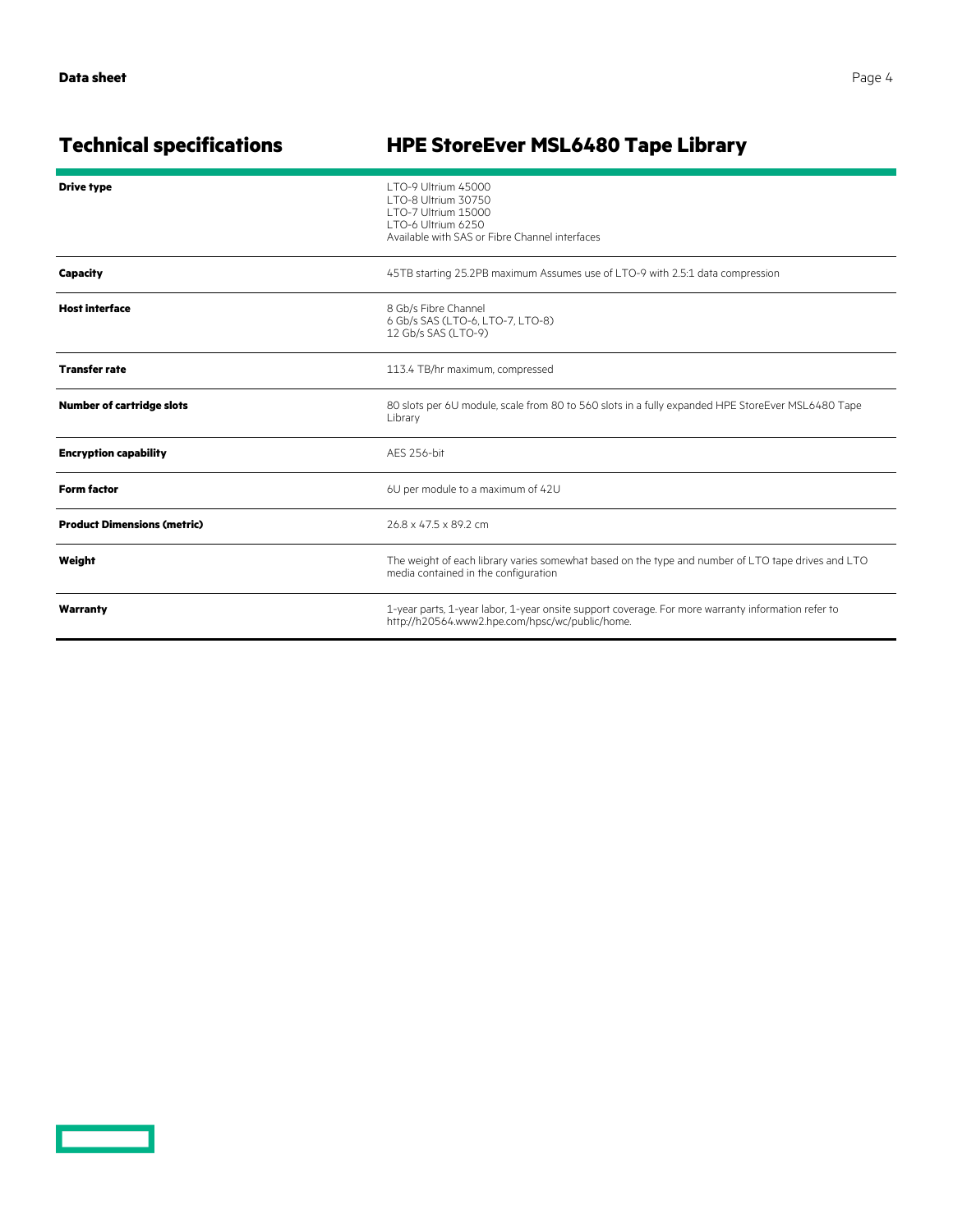## Technical specifications

## HPE StoreEver MSL6480 Tape Library

| | |
|---|---|
| **Drive type** | LTO-9 Ultrium 45000<br>LTO-8 Ultrium 30750<br>LTO-7 Ultrium 15000<br>LTO-6 Ultrium 6250<br>Available with SAS or Fibre Channel interfaces |
| **Capacity** | 45TB starting 25.2PB maximum Assumes use of LTO-9 with 2.5:1 data compression |
| **Host interface** | 8 Gb/s Fibre Channel<br>6 Gb/s SAS (LTO-6, LTO-7, LTO-8)<br>12 Gb/s SAS (LTO-9) |
| **Transfer rate** | 113.4 TB/hr maximum, compressed |
| **Number of cartridge slots** | 80 slots per 6U module, scale from 80 to 560 slots in a fully expanded HPE StoreEver MSL6480 Tape Library |
| **Encryption capability** | AES 256-bit |
| **Form factor** | 6U per module to a maximum of 42U |
| **Product Dimensions (metric)** | 26.8 x 47.5 x 89.2 cm |
| **Weight** | The weight of each library varies somewhat based on the type and number of LTO tape drives and LTO media contained in the configuration |
| **Warranty** | 1-year parts, 1-year labor, 1-year onsite support coverage. For more warranty information refer to http://h20564.www2.hpe.com/hpsc/wc/public/home. |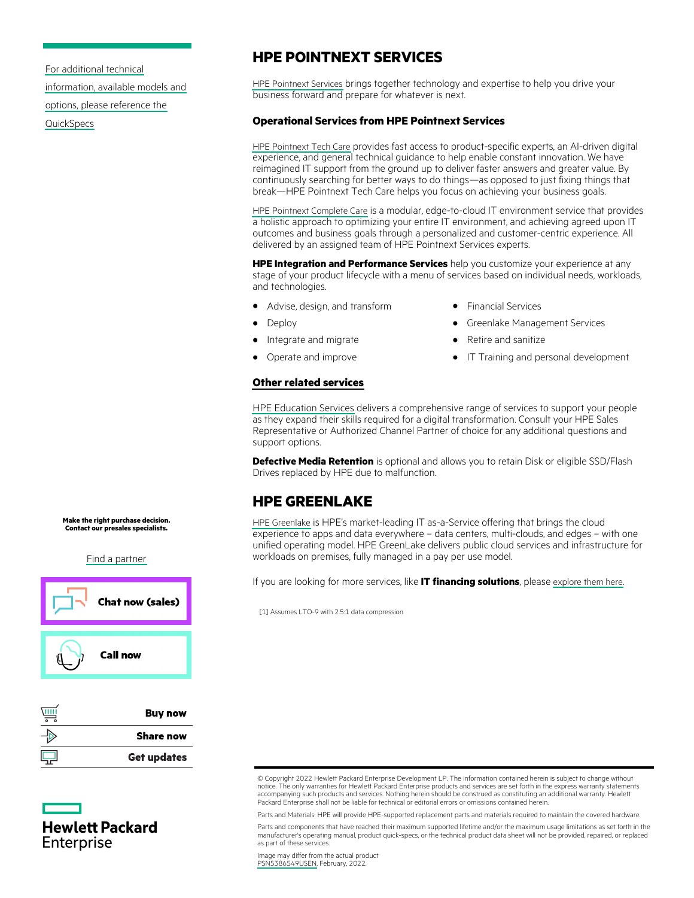For additional technical information, available models and options, please reference the QuickSpecs

## HPE POINTNEXT SERVICES

HPE Pointnext Services brings together technology and expertise to help you drive your business forward and prepare for whatever is next.

### Operational Services from HPE Pointnext Services

HPE Pointnext Tech Care provides fast access to product-specific experts, an AI-driven digital experience, and general technical guidance to help enable constant innovation. We have reimagined IT support from the ground up to deliver faster answers and greater value. By continuously searching for better ways to do things—as opposed to just fixing things that break—HPE Pointnext Tech Care helps you focus on achieving your business goals.

HPE Pointnext Complete Care is a modular, edge-to-cloud IT environment service that provides a holistic approach to optimizing your entire IT environment, and achieving agreed upon IT outcomes and business goals through a personalized and customer-centric experience. All delivered by an assigned team of HPE Pointnext Services experts.

**HPE Integration and Performance Services** help you customize your experience at any stage of your product lifecycle with a menu of services based on individual needs, workloads, and technologies.

- Advise, design, and transform
- Deploy
- Integrate and migrate
- Operate and improve
- Financial Services
- Greenlake Management Services
- Retire and sanitize
- IT Training and personal development

### Other related services

HPE Education Services delivers a comprehensive range of services to support your people as they expand their skills required for a digital transformation. Consult your HPE Sales Representative or Authorized Channel Partner of choice for any additional questions and support options.

**Defective Media Retention** is optional and allows you to retain Disk or eligible SSD/Flash Drives replaced by HPE due to malfunction.

## HPE GREENLAKE

HPE Greenlake is HPE's market-leading IT as-a-Service offering that brings the cloud experience to apps and data everywhere – data centers, multi-clouds, and edges – with one unified operating model. HPE GreenLake delivers public cloud services and infrastructure for workloads on premises, fully managed in a pay per use model.

If you are looking for more services, like **IT financing solutions**, please explore them here.

[1] Assumes LTO-9 with 2.5:1 data compression

**Make the right purchase decision. Contact our presales specialists.**

Find a partner

**Chat now (sales)**

**Call now**

**Buy now**

**Share now**

**Get updates**

© Copyright 2022 Hewlett Packard Enterprise Development LP. The information contained herein is subject to change without notice. The only warranties for Hewlett Packard Enterprise products and services are set forth in the express warranty statements accompanying such products and services. Nothing herein should be construed as constituting an additional warranty. Hewlett Packard Enterprise shall not be liable for technical or editorial errors or omissions contained herein.

Parts and Materials: HPE will provide HPE-supported replacement parts and materials required to maintain the covered hardware.

Parts and components that have reached their maximum supported lifetime and/or the maximum usage limitations as set forth in the manufacturer's operating manual, product quick-specs, or the technical product data sheet will not be provided, repaired, or replaced as part of these services.

Image may differ from the actual product

PSN5386549USEN, February, 2022.

Hewlett Packard Enterprise